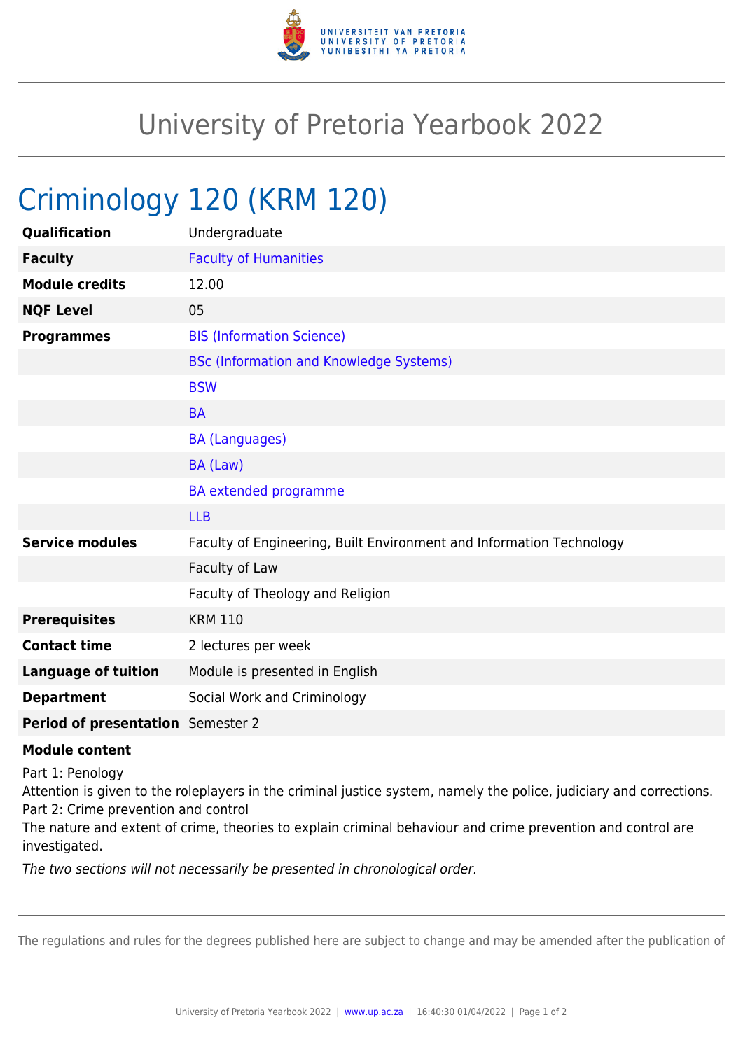# University of Pretoria Yearbook 2022

## Criminology 120 (KRM 120)

| | |
|---|---|
| **Qualification** | Undergraduate |
| **Faculty** | Faculty of Humanities |
| **Module credits** | 12.00 |
| **NQF Level** | 05 |
| **Programmes** | BIS (Information Science) |
| | BSc (Information and Knowledge Systems) |
| | BSW |
| | BA |
| | BA (Languages) |
| | BA (Law) |
| | BA extended programme |
| | LLB |
| **Service modules** | Faculty of Engineering, Built Environment and Information Technology |
| | Faculty of Law |
| | Faculty of Theology and Religion |
| **Prerequisites** | KRM 110 |
| **Contact time** | 2 lectures per week |
| **Language of tuition** | Module is presented in English |
| **Department** | Social Work and Criminology |
| **Period of presentation** | Semester 2 |

**Module content**

Part 1: Penology
Attention is given to the roleplayers in the criminal justice system, namely the police, judiciary and corrections.
Part 2: Crime prevention and control
The nature and extent of crime, theories to explain criminal behaviour and crime prevention and control are investigated.

*The two sections will not necessarily be presented in chronological order.*

The regulations and rules for the degrees published here are subject to change and may be amended after the publication of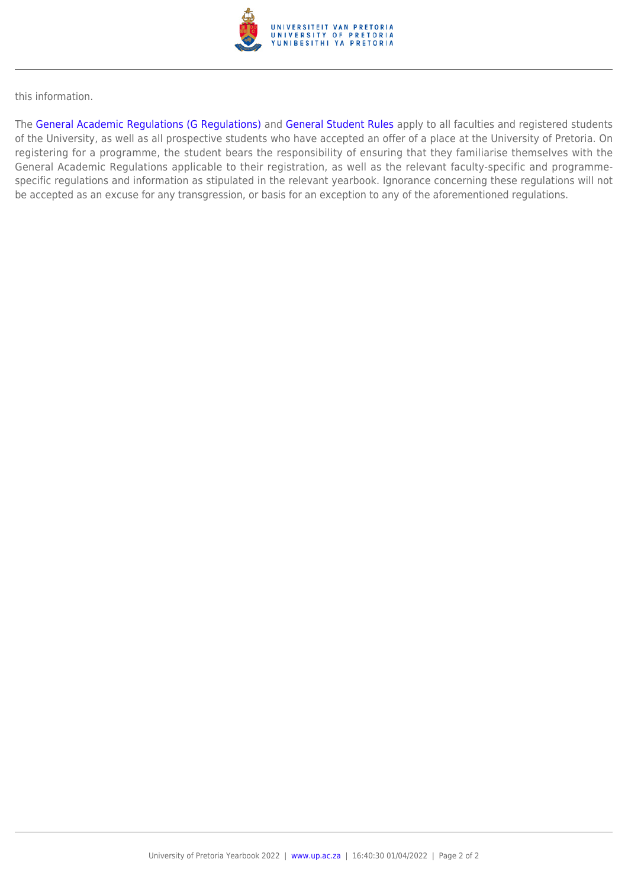this information.

The General Academic Regulations (G Regulations) and General Student Rules apply to all faculties and registered students of the University, as well as all prospective students who have accepted an offer of a place at the University of Pretoria. On registering for a programme, the student bears the responsibility of ensuring that they familiarise themselves with the General Academic Regulations applicable to their registration, as well as the relevant faculty-specific and programme-specific regulations and information as stipulated in the relevant yearbook. Ignorance concerning these regulations will not be accepted as an excuse for any transgression, or basis for an exception to any of the aforementioned regulations.